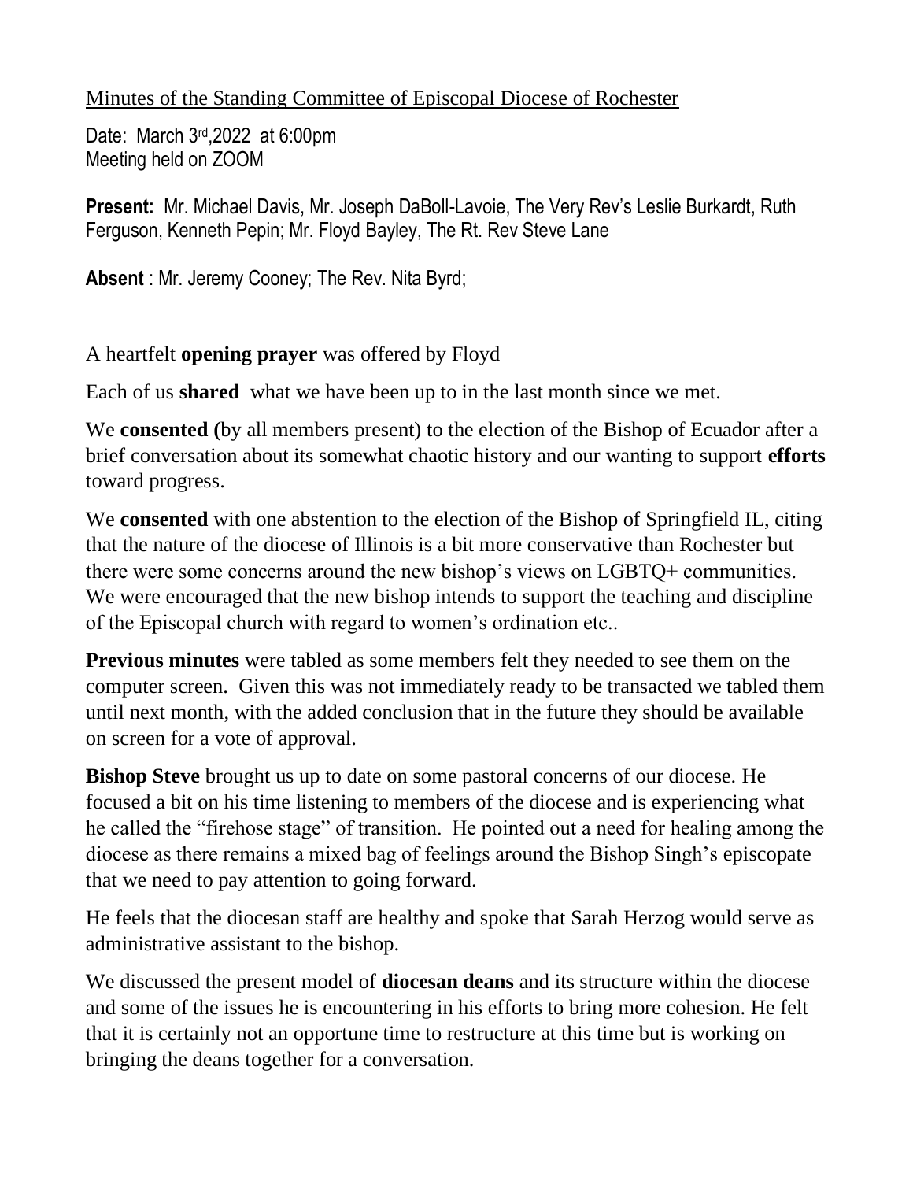Minutes of the Standing Committee of Episcopal Diocese of Rochester

Date: March 3rd,2022 at 6:00pm
Meeting held on ZOOM

**Present:** Mr. Michael Davis, Mr. Joseph DaBoll-Lavoie, The Very Rev's Leslie Burkardt, Ruth Ferguson, Kenneth Pepin; Mr. Floyd Bayley, The Rt. Rev Steve Lane

**Absent** : Mr. Jeremy Cooney; The Rev. Nita Byrd;

A heartfelt **opening prayer** was offered by Floyd

Each of us **shared** what we have been up to in the last month since we met.

We **consented (**by all members present) to the election of the Bishop of Ecuador after a brief conversation about its somewhat chaotic history and our wanting to support **efforts** toward progress.

We **consented** with one abstention to the election of the Bishop of Springfield IL, citing that the nature of the diocese of Illinois is a bit more conservative than Rochester but there were some concerns around the new bishop's views on LGBTQ+ communities. We were encouraged that the new bishop intends to support the teaching and discipline of the Episcopal church with regard to women's ordination etc..

**Previous minutes** were tabled as some members felt they needed to see them on the computer screen. Given this was not immediately ready to be transacted we tabled them until next month, with the added conclusion that in the future they should be available on screen for a vote of approval.

**Bishop Steve** brought us up to date on some pastoral concerns of our diocese. He focused a bit on his time listening to members of the diocese and is experiencing what he called the "firehose stage" of transition. He pointed out a need for healing among the diocese as there remains a mixed bag of feelings around the Bishop Singh's episcopate that we need to pay attention to going forward.

He feels that the diocesan staff are healthy and spoke that Sarah Herzog would serve as administrative assistant to the bishop.

We discussed the present model of **diocesan deans** and its structure within the diocese and some of the issues he is encountering in his efforts to bring more cohesion. He felt that it is certainly not an opportune time to restructure at this time but is working on bringing the deans together for a conversation.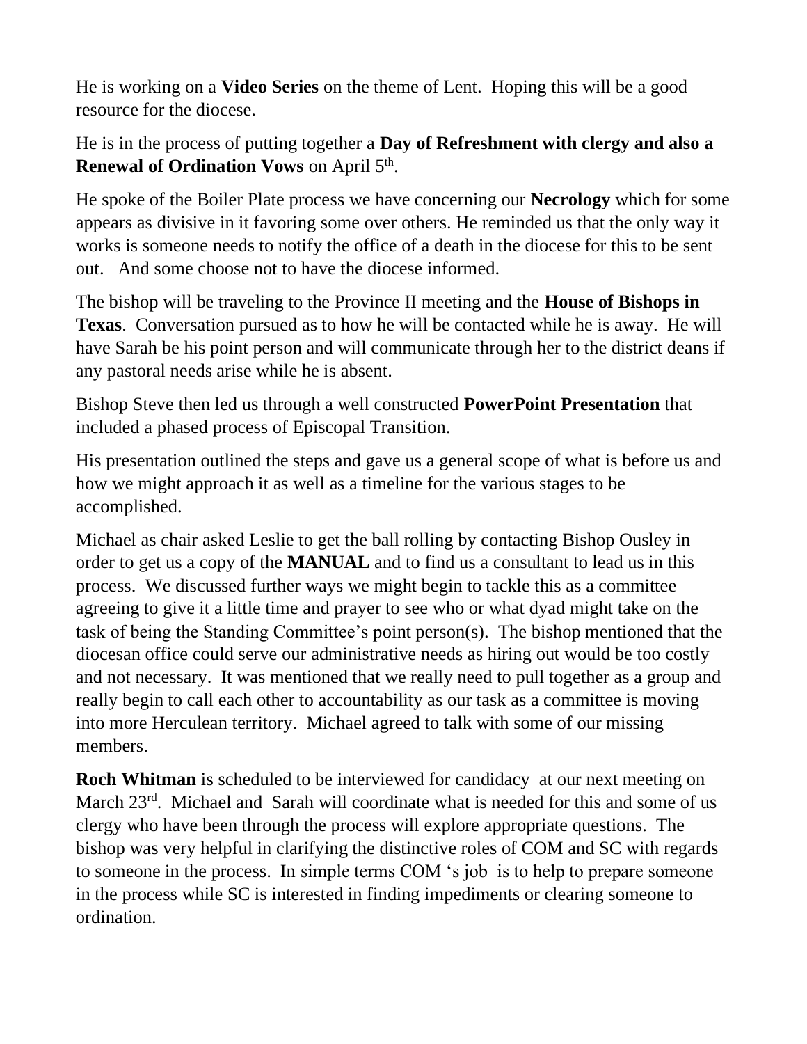He is working on a **Video Series** on the theme of Lent. Hoping this will be a good resource for the diocese.

He is in the process of putting together a **Day of Refreshment with clergy and also a Renewal of Ordination Vows** on April 5th.

He spoke of the Boiler Plate process we have concerning our **Necrology** which for some appears as divisive in it favoring some over others. He reminded us that the only way it works is someone needs to notify the office of a death in the diocese for this to be sent out. And some choose not to have the diocese informed.

The bishop will be traveling to the Province II meeting and the **House of Bishops in Texas**. Conversation pursued as to how he will be contacted while he is away. He will have Sarah be his point person and will communicate through her to the district deans if any pastoral needs arise while he is absent.

Bishop Steve then led us through a well constructed **PowerPoint Presentation** that included a phased process of Episcopal Transition.

His presentation outlined the steps and gave us a general scope of what is before us and how we might approach it as well as a timeline for the various stages to be accomplished.

Michael as chair asked Leslie to get the ball rolling by contacting Bishop Ousley in order to get us a copy of the **MANUAL** and to find us a consultant to lead us in this process. We discussed further ways we might begin to tackle this as a committee agreeing to give it a little time and prayer to see who or what dyad might take on the task of being the Standing Committee's point person(s). The bishop mentioned that the diocesan office could serve our administrative needs as hiring out would be too costly and not necessary. It was mentioned that we really need to pull together as a group and really begin to call each other to accountability as our task as a committee is moving into more Herculean territory. Michael agreed to talk with some of our missing members.

**Roch Whitman** is scheduled to be interviewed for candidacy at our next meeting on March 23rd. Michael and Sarah will coordinate what is needed for this and some of us clergy who have been through the process will explore appropriate questions. The bishop was very helpful in clarifying the distinctive roles of COM and SC with regards to someone in the process. In simple terms COM 's job is to help to prepare someone in the process while SC is interested in finding impediments or clearing someone to ordination.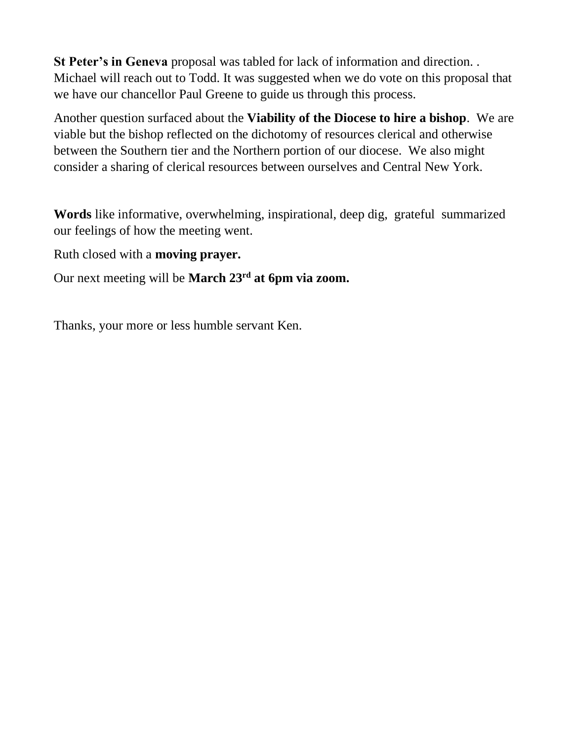**St Peter's in Geneva** proposal was tabled for lack of information and direction. . Michael will reach out to Todd. It was suggested when we do vote on this proposal that we have our chancellor Paul Greene to guide us through this process.

Another question surfaced about the **Viability of the Diocese to hire a bishop**. We are viable but the bishop reflected on the dichotomy of resources clerical and otherwise between the Southern tier and the Northern portion of our diocese. We also might consider a sharing of clerical resources between ourselves and Central New York.

**Words** like informative, overwhelming, inspirational, deep dig, grateful summarized our feelings of how the meeting went.

Ruth closed with a **moving prayer.**

Our next meeting will be **March 23rd at 6pm via zoom.**

Thanks, your more or less humble servant Ken.